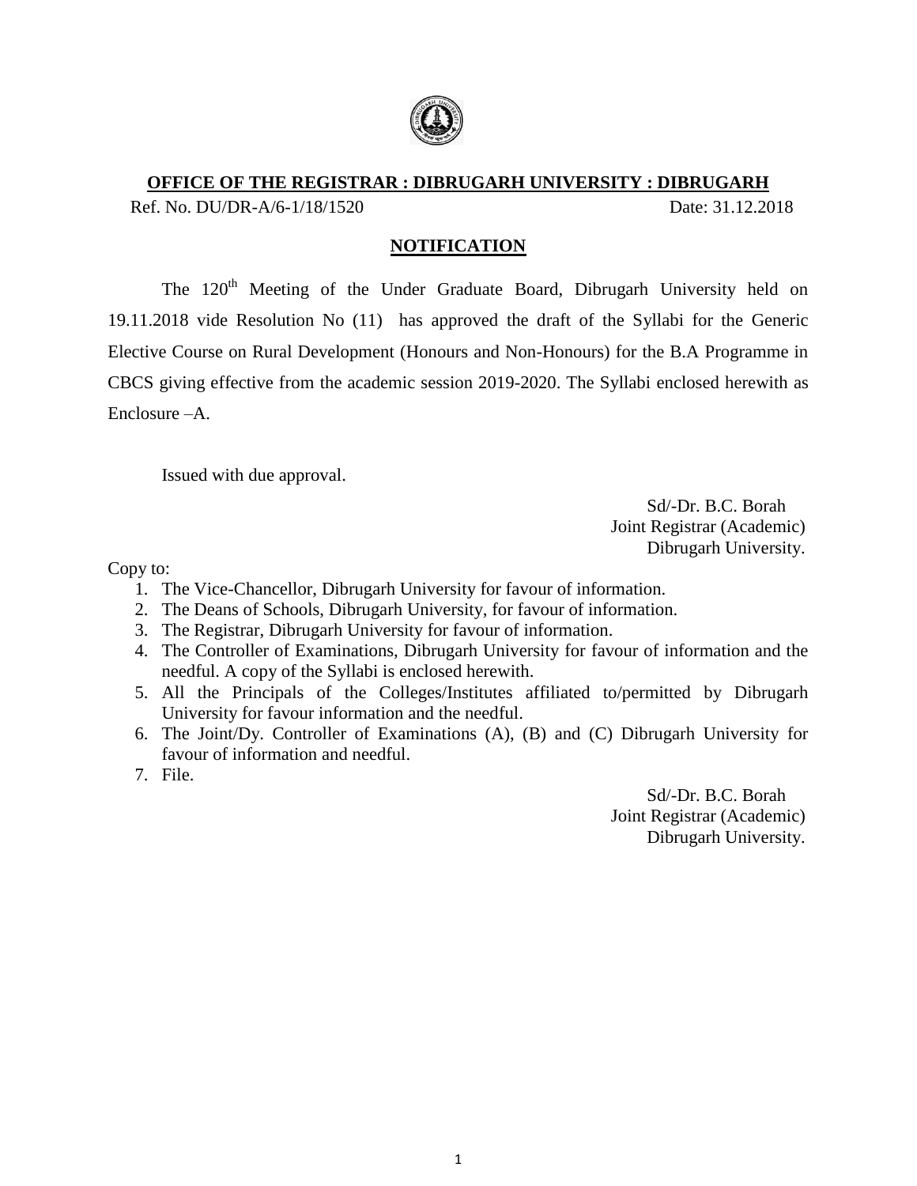**OFFICE OF THE REGISTRAR : DIBRUGARH UNIVERSITY : DIBRUGARH**

Ref. No. DU/DR-A/6-1/18/1520 Date: 31.12.2018

**NOTIFICATION**

The 120th Meeting of the Under Graduate Board, Dibrugarh University held on 19.11.2018 vide Resolution No (11) has approved the draft of the Syllabi for the Generic Elective Course on Rural Development (Honours and Non-Honours) for the B.A Programme in CBCS giving effective from the academic session 2019-2020. The Syllabi enclosed herewith as Enclosure –A.

Issued with due approval.

Sd/-Dr. B.C. Borah
Joint Registrar (Academic)
Dibrugarh University.

Copy to:

1. The Vice-Chancellor, Dibrugarh University for favour of information.
2. The Deans of Schools, Dibrugarh University, for favour of information.
3. The Registrar, Dibrugarh University for favour of information.
4. The Controller of Examinations, Dibrugarh University for favour of information and the needful. A copy of the Syllabi is enclosed herewith.
5. All the Principals of the Colleges/Institutes affiliated to/permitted by Dibrugarh University for favour information and the needful.
6. The Joint/Dy. Controller of Examinations (A), (B) and (C) Dibrugarh University for favour of information and needful.
7. File.

Sd/-Dr. B.C. Borah
Joint Registrar (Academic)
Dibrugarh University.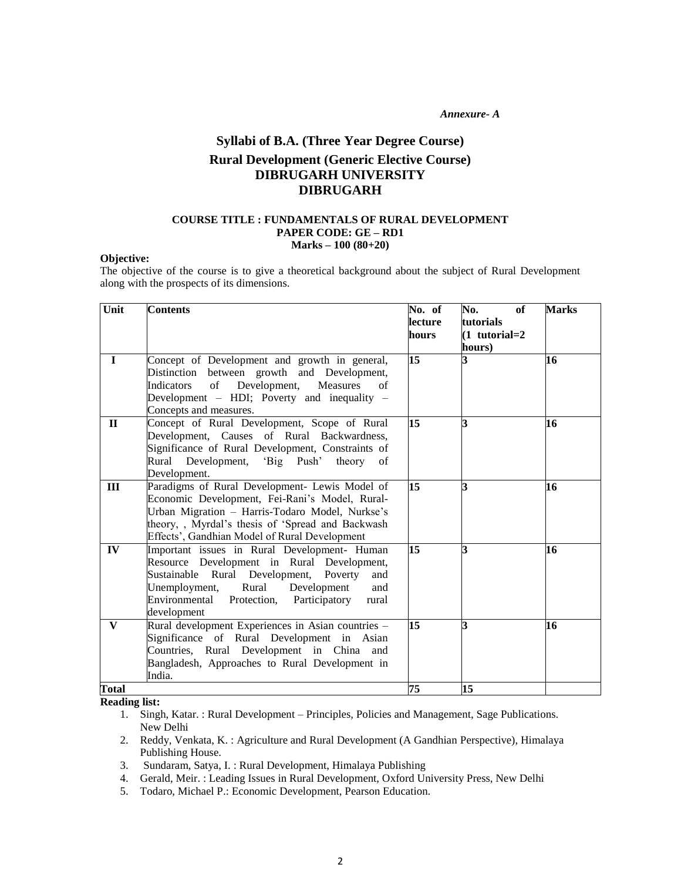*Annexure- A*

# Syllabi of B.A. (Three Year Degree Course)

## Rural Development (Generic Elective Course)

## DIBRUGARH UNIVERSITY

## DIBRUGARH

### COURSE TITLE : FUNDAMENTALS OF RURAL DEVELOPMENT

### PAPER CODE: GE – RD1

### Marks – 100 (80+20)

**Objective:**

The objective of the course is to give a theoretical background about the subject of Rural Development along with the prospects of its dimensions.

| Unit | Contents | No. of lecture hours | No. of tutorials (1 tutorial=2 hours) | Marks |
|---|---|---|---|---|
| I | Concept of Development and growth in general, Distinction between growth and Development, Indicators of Development, Measures of Development – HDI; Poverty and inequality – Concepts and measures. | 15 | 3 | 16 |
| II | Concept of Rural Development, Scope of Rural Development, Causes of Rural Backwardness, Significance of Rural Development, Constraints of Rural Development, 'Big Push' theory of Development. | 15 | 3 | 16 |
| III | Paradigms of Rural Development- Lewis Model of Economic Development, Fei-Rani's Model, Rural-Urban Migration – Harris-Todaro Model, Nurkse's theory, , Myrdal's thesis of 'Spread and Backwash Effects', Gandhian Model of Rural Development | 15 | 3 | 16 |
| IV | Important issues in Rural Development- Human Resource Development in Rural Development, Sustainable Rural Development, Poverty and Unemployment, Rural Development and Environmental Protection, Participatory rural development | 15 | 3 | 16 |
| V | Rural development Experiences in Asian countries – Significance of Rural Development in Asian Countries, Rural Development in China and Bangladesh, Approaches to Rural Development in India. | 15 | 3 | 16 |
| **Total** | | 75 | 15 | |

**Reading list:**

1. Singh, Katar. : Rural Development – Principles, Policies and Management, Sage Publications. New Delhi
2. Reddy, Venkata, K. : Agriculture and Rural Development (A Gandhian Perspective), Himalaya Publishing House.
3. Sundaram, Satya, I. : Rural Development, Himalaya Publishing
4. Gerald, Meir. : Leading Issues in Rural Development, Oxford University Press, New Delhi
5. Todaro, Michael P.: Economic Development, Pearson Education.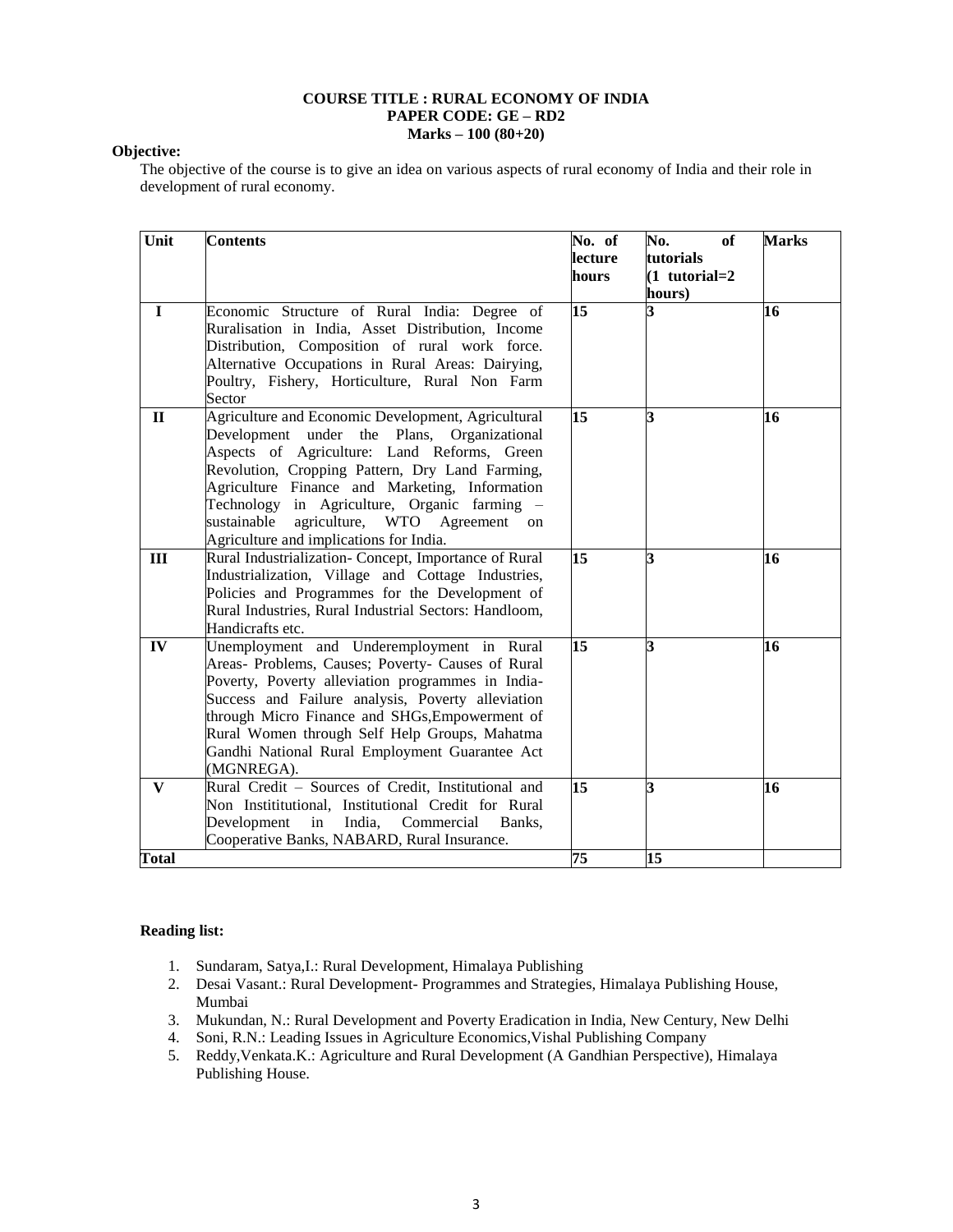**COURSE TITLE : RURAL ECONOMY OF INDIA**
**PAPER CODE: GE – RD2**
**Marks – 100 (80+20)**

**Objective:**

The objective of the course is to give an idea on various aspects of rural economy of India and their role in development of rural economy.

| Unit | Contents | No. of lecture hours | No. of tutorials (1 tutorial=2 hours) | Marks |
|---|---|---|---|---|
| I | Economic Structure of Rural India: Degree of Ruralisation in India, Asset Distribution, Income Distribution, Composition of rural work force. Alternative Occupations in Rural Areas: Dairying, Poultry, Fishery, Horticulture, Rural Non Farm Sector | 15 | 3 | 16 |
| II | Agriculture and Economic Development, Agricultural Development under the Plans, Organizational Aspects of Agriculture: Land Reforms, Green Revolution, Cropping Pattern, Dry Land Farming, Agriculture Finance and Marketing, Information Technology in Agriculture, Organic farming – sustainable agriculture, WTO Agreement on Agriculture and implications for India. | 15 | 3 | 16 |
| III | Rural Industrialization- Concept, Importance of Rural Industrialization, Village and Cottage Industries, Policies and Programmes for the Development of Rural Industries, Rural Industrial Sectors: Handloom, Handicrafts etc. | 15 | 3 | 16 |
| IV | Unemployment and Underemployment in Rural Areas- Problems, Causes; Poverty- Causes of Rural Poverty, Poverty alleviation programmes in India- Success and Failure analysis, Poverty alleviation through Micro Finance and SHGs,Empowerment of Rural Women through Self Help Groups, Mahatma Gandhi National Rural Employment Guarantee Act (MGNREGA). | 15 | 3 | 16 |
| V | Rural Credit – Sources of Credit, Institutional and Non Instititutional, Institutional Credit for Rural Development in India, Commercial Banks, Cooperative Banks, NABARD, Rural Insurance. | 15 | 3 | 16 |
| **Total** | | **75** | **15** | |

**Reading list:**

1. Sundaram, Satya,I.: Rural Development, Himalaya Publishing
2. Desai Vasant.: Rural Development- Programmes and Strategies, Himalaya Publishing House, Mumbai
3. Mukundan, N.: Rural Development and Poverty Eradication in India, New Century, New Delhi
4. Soni, R.N.: Leading Issues in Agriculture Economics,Vishal Publishing Company
5. Reddy,Venkata.K.: Agriculture and Rural Development (A Gandhian Perspective), Himalaya Publishing House.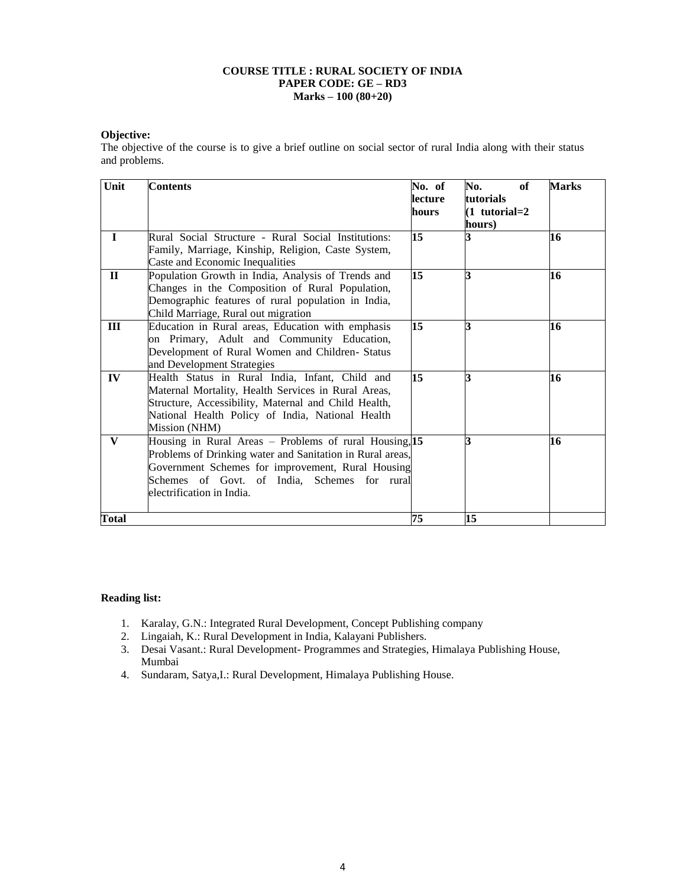**COURSE TITLE : RURAL SOCIETY OF INDIA**
**PAPER CODE: GE – RD3**
**Marks – 100 (80+20)**

**Objective:**
The objective of the course is to give a brief outline on social sector of rural India along with their status and problems.

| Unit | Contents | No. of lecture hours | No. of tutorials (1 tutorial=2 hours) | Marks |
|---|---|---|---|---|
| I | Rural Social Structure - Rural Social Institutions: Family, Marriage, Kinship, Religion, Caste System, Caste and Economic Inequalities | 15 | 3 | 16 |
| II | Population Growth in India, Analysis of Trends and Changes in the Composition of Rural Population, Demographic features of rural population in India, Child Marriage, Rural out migration | 15 | 3 | 16 |
| III | Education in Rural areas, Education with emphasis on Primary, Adult and Community Education, Development of Rural Women and Children- Status and Development Strategies | 15 | 3 | 16 |
| IV | Health Status in Rural India, Infant, Child and Maternal Mortality, Health Services in Rural Areas, Structure, Accessibility, Maternal and Child Health, National Health Policy of India, National Health Mission (NHM) | 15 | 3 | 16 |
| V | Housing in Rural Areas – Problems of rural Housing, Problems of Drinking water and Sanitation in Rural areas, Government Schemes for improvement, Rural Housing Schemes of Govt. of India, Schemes for rural electrification in India. | 15 | 3 | 16 |
| **Total** | | **75** | **15** | |

**Reading list:**

1. Karalay, G.N.: Integrated Rural Development, Concept Publishing company
2. Lingaiah, K.: Rural Development in India, Kalayani Publishers.
3. Desai Vasant.: Rural Development- Programmes and Strategies, Himalaya Publishing House, Mumbai
4. Sundaram, Satya,I.: Rural Development, Himalaya Publishing House.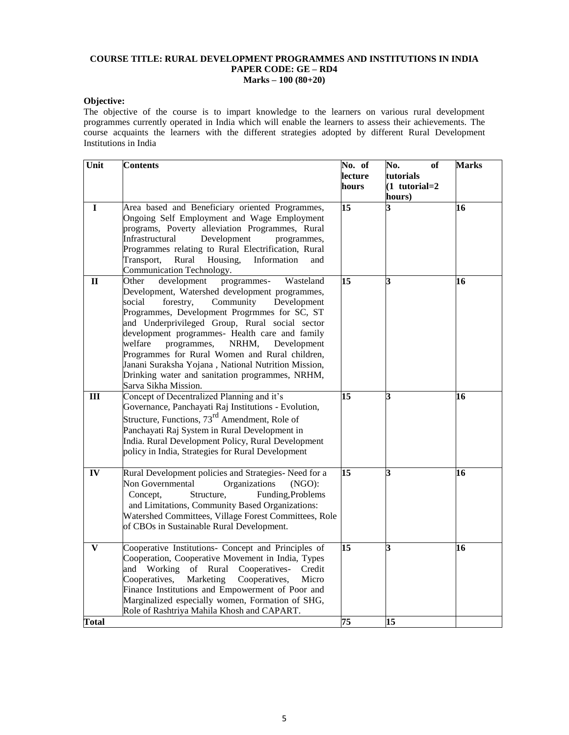**COURSE TITLE: RURAL DEVELOPMENT PROGRAMMES AND INSTITUTIONS IN INDIA**
**PAPER CODE: GE – RD4**
**Marks – 100 (80+20)**

**Objective:**

The objective of the course is to impart knowledge to the learners on various rural development programmes currently operated in India which will enable the learners to assess their achievements. The course acquaints the learners with the different strategies adopted by different Rural Development Institutions in India

| Unit | Contents | No. of lecture hours | No. of tutorials (1 tutorial=2 hours) | Marks |
|---|---|---|---|---|
| I | Area based and Beneficiary oriented Programmes, Ongoing Self Employment and Wage Employment programs, Poverty alleviation Programmes, Rural Infrastructural Development programmes, Programmes relating to Rural Electrification, Rural Transport, Rural Housing, Information and Communication Technology. | 15 | 3 | 16 |
| II | Other development programmes- Wasteland Development, Watershed development programmes, social forestry, Community Development Programmes, Development Progrmmes for SC, ST and Underprivileged Group, Rural social sector development programmes- Health care and family welfare programmes, NRHM, Development Programmes for Rural Women and Rural children, Janani Suraksha Yojana , National Nutrition Mission, Drinking water and sanitation programmes, NRHM, Sarva Sikha Mission. | 15 | 3 | 16 |
| III | Concept of Decentralized Planning and it's Governance, Panchayati Raj Institutions - Evolution, Structure, Functions, 73rd Amendment, Role of Panchayati Raj System in Rural Development in India. Rural Development Policy, Rural Development policy in India, Strategies for Rural Development | 15 | 3 | 16 |
| IV | Rural Development policies and Strategies- Need for a Non Governmental Organizations (NGO): Concept, Structure, Funding,Problems and Limitations, Community Based Organizations: Watershed Committees, Village Forest Committees, Role of CBOs in Sustainable Rural Development. | 15 | 3 | 16 |
| V | Cooperative Institutions- Concept and Principles of Cooperation, Cooperative Movement in India, Types and Working of Rural Cooperatives- Credit Cooperatives, Marketing Cooperatives, Micro Finance Institutions and Empowerment of Poor and Marginalized especially women, Formation of SHG, Role of Rashtriya Mahila Khosh and CAPART. | 15 | 3 | 16 |
| **Total** | | **75** | **15** | |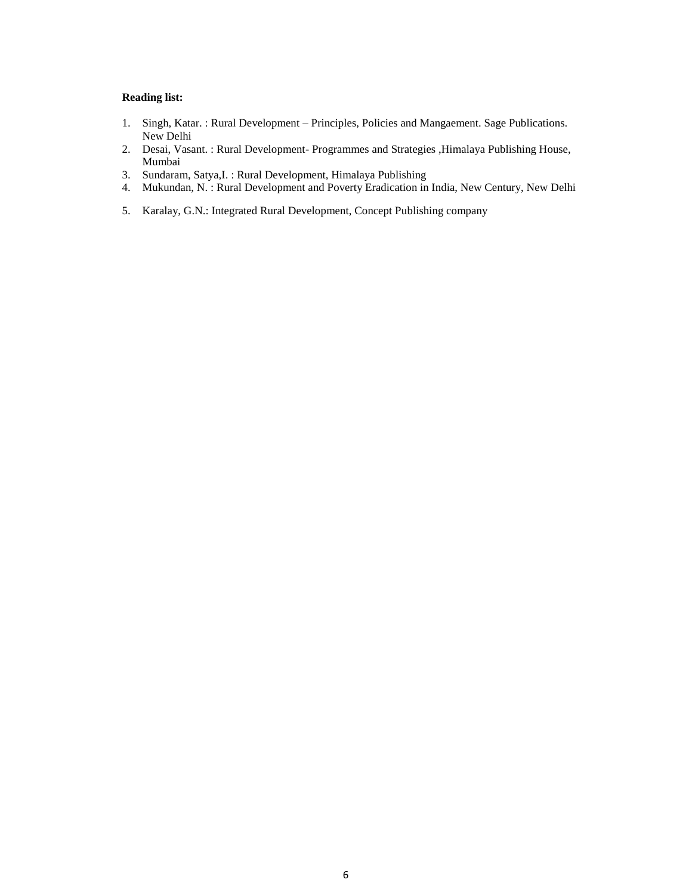**Reading list:**

1. Singh, Katar. : Rural Development – Principles, Policies and Mangaement. Sage Publications. New Delhi
2. Desai, Vasant. : Rural Development- Programmes and Strategies ,Himalaya Publishing House, Mumbai
3. Sundaram, Satya,I. : Rural Development, Himalaya Publishing
4. Mukundan, N. : Rural Development and Poverty Eradication in India, New Century, New Delhi
5. Karalay, G.N.: Integrated Rural Development, Concept Publishing company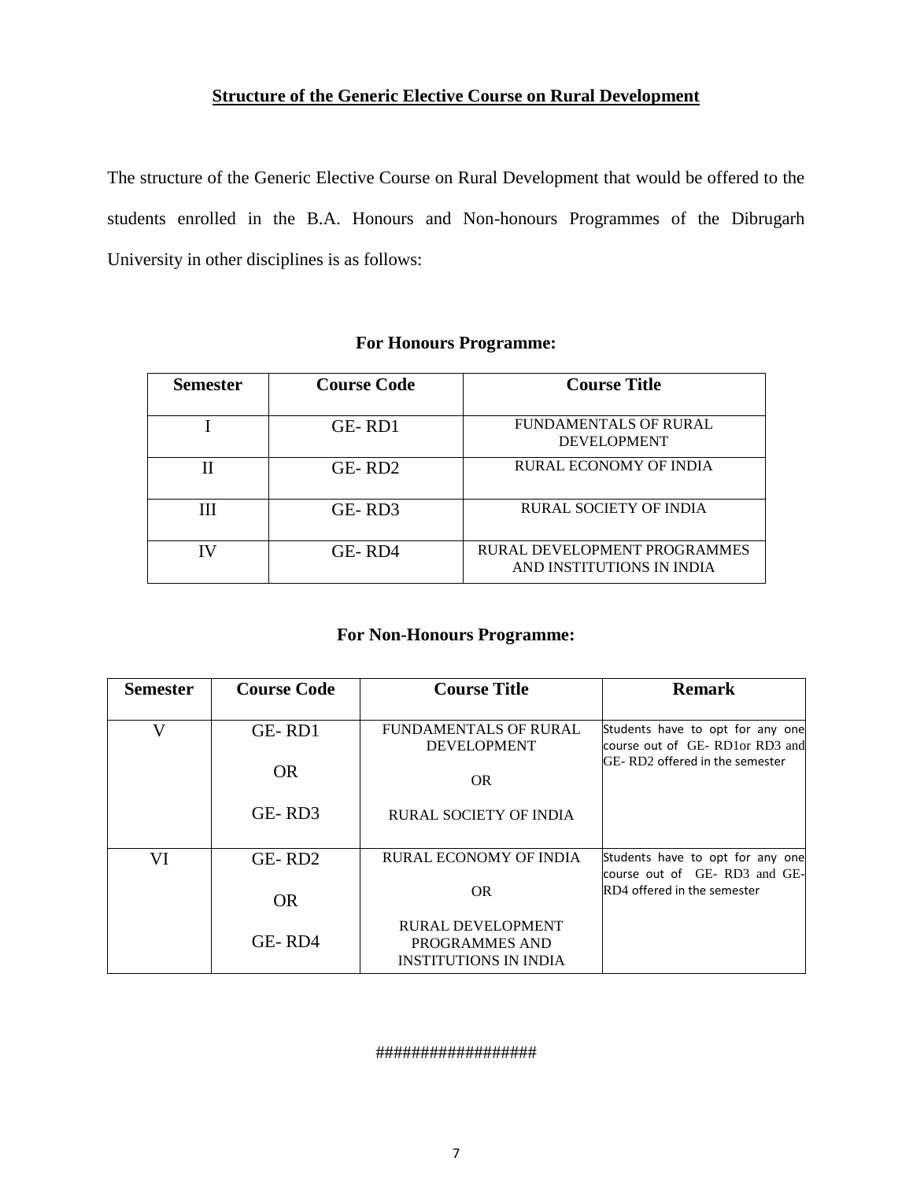## Structure of the Generic Elective Course on Rural Development

The structure of the Generic Elective Course on Rural Development that would be offered to the students enrolled in the B.A. Honours and Non-honours Programmes of the Dibrugarh University in other disciplines is as follows:

### For Honours Programme:

| Semester | Course Code | Course Title |
|---|---|---|
| I | GE- RD1 | FUNDAMENTALS OF RURAL DEVELOPMENT |
| II | GE- RD2 | RURAL ECONOMY OF INDIA |
| III | GE- RD3 | RURAL SOCIETY OF INDIA |
| IV | GE- RD4 | RURAL DEVELOPMENT PROGRAMMES AND INSTITUTIONS IN INDIA |

### For Non-Honours Programme:

| Semester | Course Code | Course Title | Remark |
|---|---|---|---|
| V | GE- RD1<br>OR<br>GE- RD3 | FUNDAMENTALS OF RURAL DEVELOPMENT<br>OR<br>RURAL SOCIETY OF INDIA | Students have to opt for any one course out of GE- RD1or RD3 and GE- RD2 offered in the semester |
| VI | GE- RD2<br>OR<br>GE- RD4 | RURAL ECONOMY OF INDIA<br>OR<br>RURAL DEVELOPMENT PROGRAMMES AND INSTITUTIONS IN INDIA | Students have to opt for any one course out of GE- RD3 and GE-RD4 offered in the semester |

#################